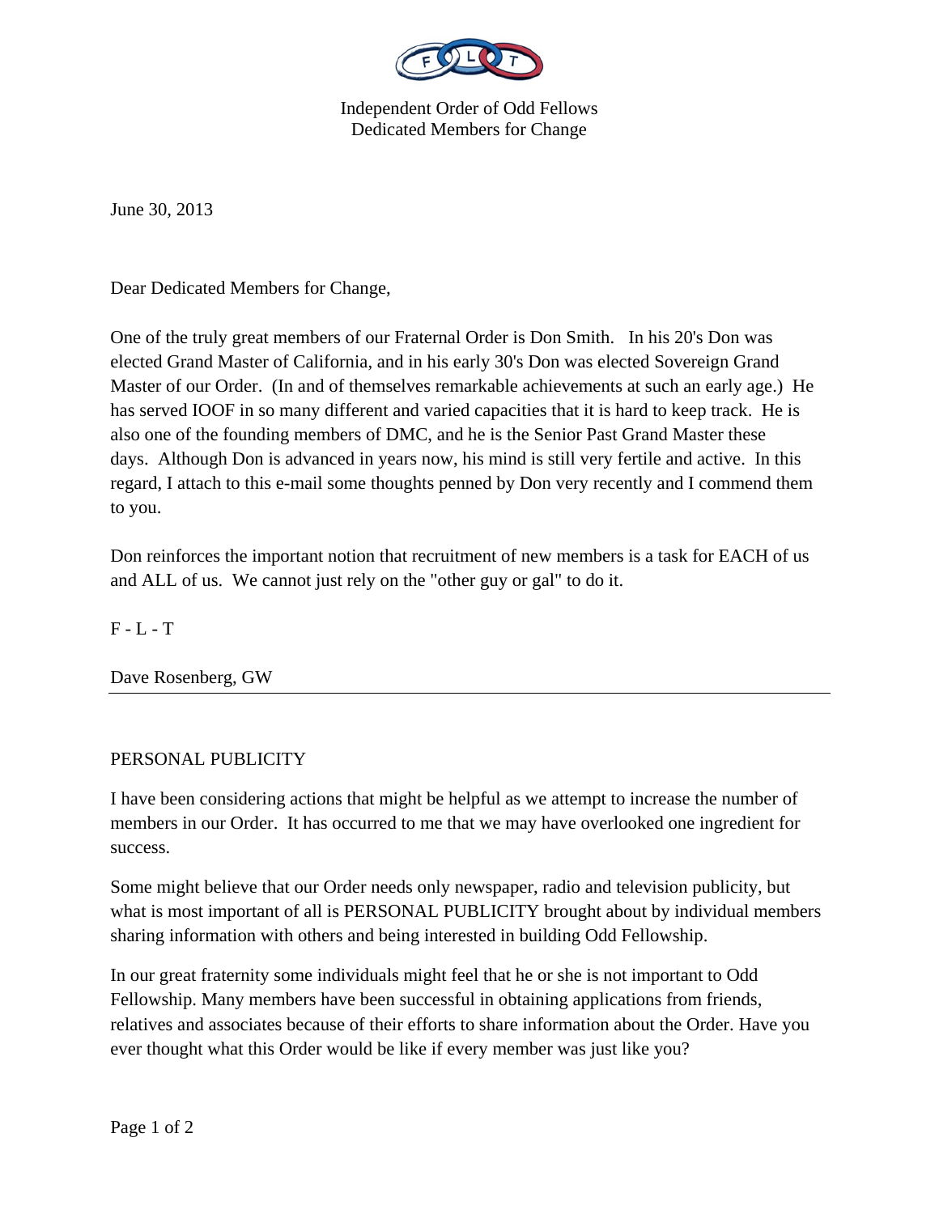Independent Order of Odd Fellows
Dedicated Members for Change

June 30, 2013

Dear Dedicated Members for Change,

One of the truly great members of our Fraternal Order is Don Smith. In his 20's Don was elected Grand Master of California, and in his early 30's Don was elected Sovereign Grand Master of our Order. (In and of themselves remarkable achievements at such an early age.) He has served IOOF in so many different and varied capacities that it is hard to keep track. He is also one of the founding members of DMC, and he is the Senior Past Grand Master these days. Although Don is advanced in years now, his mind is still very fertile and active. In this regard, I attach to this e-mail some thoughts penned by Don very recently and I commend them to you.

Don reinforces the important notion that recruitment of new members is a task for EACH of us and ALL of us. We cannot just rely on the "other guy or gal" to do it.

F - L - T

Dave Rosenberg, GW

---

PERSONAL PUBLICITY

I have been considering actions that might be helpful as we attempt to increase the number of members in our Order. It has occurred to me that we may have overlooked one ingredient for success.

Some might believe that our Order needs only newspaper, radio and television publicity, but what is most important of all is PERSONAL PUBLICITY brought about by individual members sharing information with others and being interested in building Odd Fellowship.

In our great fraternity some individuals might feel that he or she is not important to Odd Fellowship. Many members have been successful in obtaining applications from friends, relatives and associates because of their efforts to share information about the Order. Have you ever thought what this Order would be like if every member was just like you?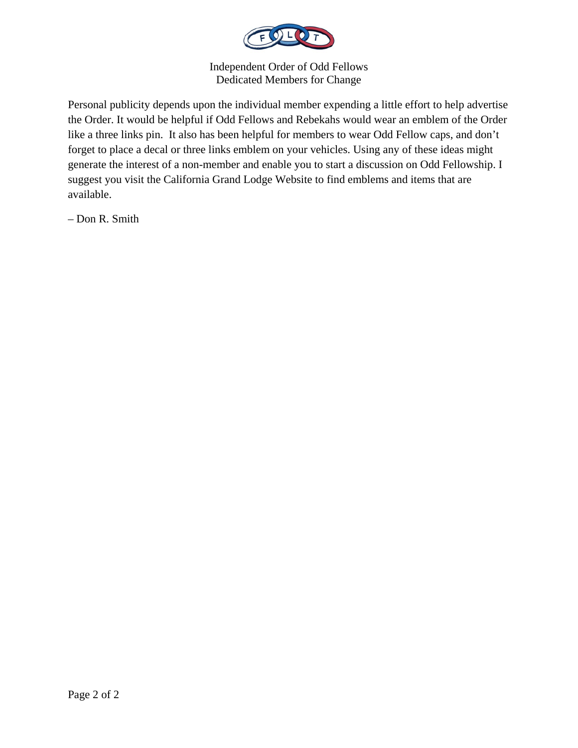Independent Order of Odd Fellows
Dedicated Members for Change

Personal publicity depends upon the individual member expending a little effort to help advertise the Order. It would be helpful if Odd Fellows and Rebekahs would wear an emblem of the Order like a three links pin. It also has been helpful for members to wear Odd Fellow caps, and don't forget to place a decal or three links emblem on your vehicles. Using any of these ideas might generate the interest of a non-member and enable you to start a discussion on Odd Fellowship. I suggest you visit the California Grand Lodge Website to find emblems and items that are available.

– Don R. Smith